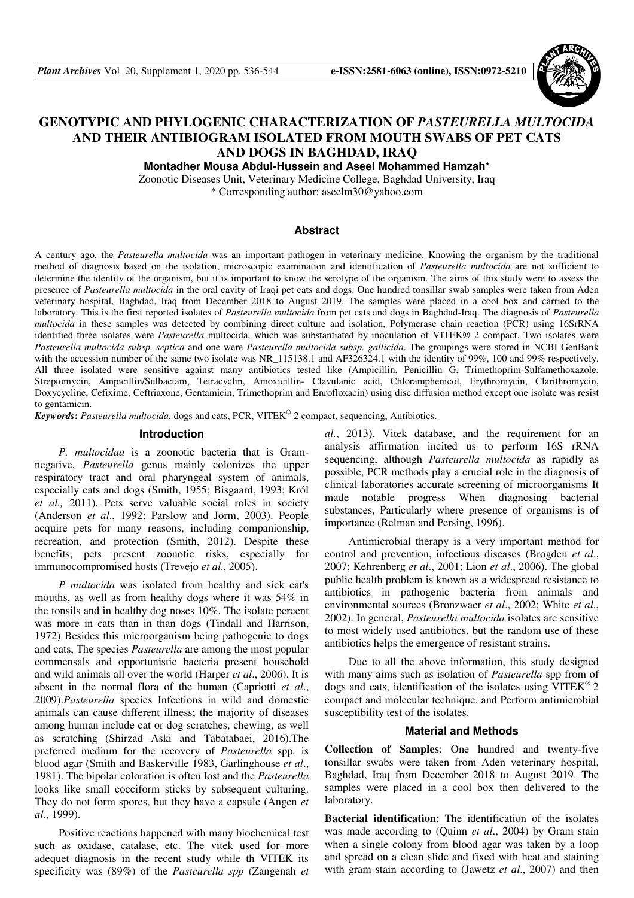# GENOTYPIC AND PHYLOGENIC CHARACTERIZATION OF *PASTEURELLA MULTOCIDA* AND THEIR ANTIBIOGRAM ISOLATED FROM MOUTH SWABS OF PET CATS AND DOGS IN BAGHDAD, IRAQ

**Montadher Mousa Abdul-Hussein and Aseel Mohammed Hamzah***

Zoonotic Diseases Unit, Veterinary Medicine College, Baghdad University, Iraq

\* Corresponding author: aseelm30@yahoo.com

## Abstract

A century ago, the *Pasteurella multocida* was an important pathogen in veterinary medicine. Knowing the organism by the traditional method of diagnosis based on the isolation, microscopic examination and identification of *Pasteurella multocida* are not sufficient to determine the identity of the organism, but it is important to know the serotype of the organism. The aims of this study were to assess the presence of *Pasteurella multocida* in the oral cavity of Iraqi pet cats and dogs. One hundred tonsillar swab samples were taken from Aden veterinary hospital, Baghdad, Iraq from December 2018 to August 2019. The samples were placed in a cool box and carried to the laboratory. This is the first reported isolates of *Pasteurella multocida* from pet cats and dogs in Baghdad-Iraq. The diagnosis of *Pasteurella multocida* in these samples was detected by combining direct culture and isolation, Polymerase chain reaction (PCR) using 16SrRNA identified three isolates were *Pasteurella* multocida, which was substantiated by inoculation of VITEK® 2 compact. Two isolates were *Pasteurella multocida subsp. septica* and one were *Pasteurella multocida subsp. gallicida*. The groupings were stored in NCBI GenBank with the accession number of the same two isolate was NR_115138.1 and AF326324.1 with the identity of 99%, 100 and 99% respectively. All three isolated were sensitive against many antibiotics tested like (Ampicillin, Penicillin G, Trimethoprim-Sulfamethoxazole, Streptomycin, Ampicillin/Sulbactam, Tetracyclin, Amoxicillin- Clavulanic acid, Chloramphenicol, Erythromycin, Clarithromycin, Doxycycline, Cefixime, Ceftriaxone, Gentamicin, Trimethoprim and Enrofloxacin) using disc diffusion method except one isolate was resist to gentamicin.

***Keywords*:** *Pasteurella multocida*, dogs and cats, PCR, VITEK® 2 compact, sequencing, Antibiotics.

## Introduction

*P. multocidaa* is a zoonotic bacteria that is Gram-negative, *Pasteurella* genus mainly colonizes the upper respiratory tract and oral pharyngeal system of animals, especially cats and dogs (Smith, 1955; Bisgaard, 1993; Król *et al.,* 2011). Pets serve valuable social roles in society (Anderson *et al*., 1992; Parslow and Jorm, 2003). People acquire pets for many reasons, including companionship, recreation, and protection (Smith, 2012). Despite these benefits, pets present zoonotic risks, especially for immunocompromised hosts (Trevejo *et al*., 2005).

*P multocida* was isolated from healthy and sick cat's mouths, as well as from healthy dogs where it was 54% in the tonsils and in healthy dog noses 10%. The isolate percent was more in cats than in than dogs (Tindall and Harrison, 1972) Besides this microorganism being pathogenic to dogs and cats, The species *Pasteurella* are among the most popular commensals and opportunistic bacteria present household and wild animals all over the world (Harper *et al*., 2006). It is absent in the normal flora of the human (Capriotti *et al*., 2009).*Pasteurella* species Infections in wild and domestic animals can cause different illness; the majority of diseases among human include cat or dog scratches, chewing, as well as scratching (Shirzad Aski and Tabatabaei, 2016).The preferred medium for the recovery of *Pasteurella* spp. is blood agar (Smith and Baskerville 1983, Garlinghouse *et al*., 1981). The bipolar coloration is often lost and the *Pasteurella* looks like small cocciform sticks by subsequent culturing. They do not form spores, but they have a capsule (Angen *et al.*, 1999).

Positive reactions happened with many biochemical test such as oxidase, catalase, etc. The vitek used for more adequet diagnosis in the recent study while th VITEK its specificity was (89%) of the *Pasteurella spp* (Zangenah *et al.*, 2013). Vitek database, and the requirement for an analysis affirmation incited us to perform 16S rRNA sequencing, although *Pasteurella multocida* as rapidly as possible, PCR methods play a crucial role in the diagnosis of clinical laboratories accurate screening of microorganisms It made notable progress When diagnosing bacterial substances, Particularly where presence of organisms is of importance (Relman and Persing, 1996).

Antimicrobial therapy is a very important method for control and prevention, infectious diseases (Brogden *et al*., 2007; Kehrenberg *et al*., 2001; Lion *et al*., 2006). The global public health problem is known as a widespread resistance to antibiotics in pathogenic bacteria from animals and environmental sources (Bronzwaer *et al*., 2002; White *et al*., 2002). In general, *Pasteurella multocida* isolates are sensitive to most widely used antibiotics, but the random use of these antibiotics helps the emergence of resistant strains.

Due to all the above information, this study designed with many aims such as isolation of *Pasteurella* spp from of dogs and cats, identification of the isolates using VITEK® 2 compact and molecular technique. and Perform antimicrobial susceptibility test of the isolates.

## Material and Methods

**Collection of Samples**: One hundred and twenty-five tonsillar swabs were taken from Aden veterinary hospital, Baghdad, Iraq from December 2018 to August 2019. The samples were placed in a cool box then delivered to the laboratory.

**Bacterial identification**: The identification of the isolates was made according to (Quinn *et al*., 2004) by Gram stain when a single colony from blood agar was taken by a loop and spread on a clean slide and fixed with heat and staining with gram stain according to (Jawetz *et al*., 2007) and then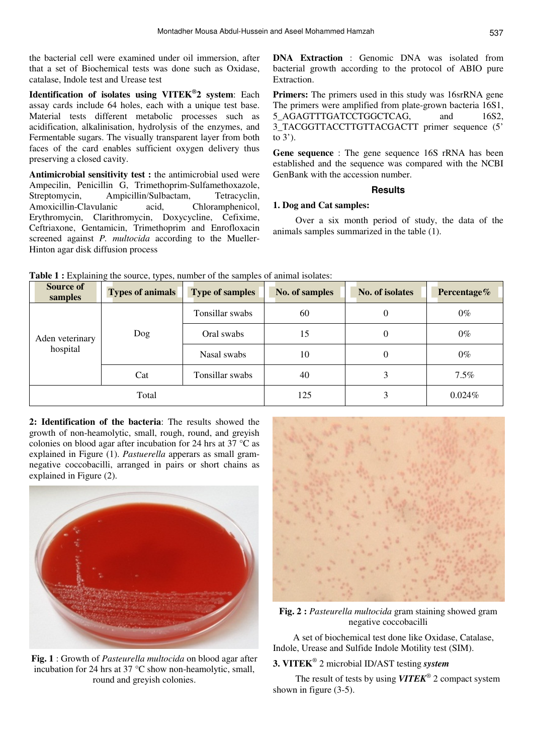the bacterial cell were examined under oil immersion, after that a set of Biochemical tests was done such as Oxidase, catalase, Indole test and Urease test

**Identification of isolates using VITEK®2 system**: Each assay cards include 64 holes, each with a unique test base. Material tests different metabolic processes such as acidification, alkalinisation, hydrolysis of the enzymes, and Fermentable sugars. The visually transparent layer from both faces of the card enables sufficient oxygen delivery thus preserving a closed cavity.

**Antimicrobial sensitivity test :** the antimicrobial used were Ampecilin, Penicillin G, Trimethoprim-Sulfamethoxazole, Streptomycin, Ampicillin/Sulbactam, Tetracyclin, Amoxicillin-Clavulanic acid, Chloramphenicol, Erythromycin, Clarithromycin, Doxycycline, Cefixime, Ceftriaxone, Gentamicin, Trimethoprim and Enrofloxacin screened against *P. multocida* according to the Mueller-Hinton agar disk diffusion process

**DNA Extraction** : Genomic DNA was isolated from bacterial growth according to the protocol of ABIO pure Extraction.

**Primers:** The primers used in this study was 16srRNA gene The primers were amplified from plate-grown bacteria 16S1, 5_AGAGTTTGATCCTGGCTCAG, and 16S2, 3_TACGGTTACCTTGTTACGACTT primer sequence (5' to 3').

**Gene sequence** : The gene sequence 16S rRNA has been established and the sequence was compared with the NCBI GenBank with the accession number.

## Results

### 1. Dog and Cat samples:

Over a six month period of study, the data of the animals samples summarized in the table (1).

**Table 1 :** Explaining the source, types, number of the samples of animal isolates:

| Source of samples | Types of animals | Type of samples | No. of samples | No. of isolates | Percentage% |
|---|---|---|---|---|---|
| Aden veterinary hospital | Dog | Tonsillar swabs | 60 | 0 | 0% |
| | | Oral swabs | 15 | 0 | 0% |
| | | Nasal swabs | 10 | 0 | 0% |
| | Cat | Tonsillar swabs | 40 | 3 | 7.5% |
| Total | | | 125 | 3 | 0.024% |

**2: Identification of the bacteria**: The results showed the growth of non-heamolytic, small, rough, round, and greyish colonies on blood agar after incubation for 24 hrs at 37 °C as explained in Figure (1). *Pastuerella* apperars as small gram-negative coccobacilli, arranged in pairs or short chains as explained in Figure (2).

**Fig. 1** : Growth of *Pasteurella multocida* on blood agar after incubation for 24 hrs at 37 °C show non-heamolytic, small, round and greyish colonies.

**Fig. 2 :** *Pasteurella multocida* gram staining showed gram negative coccobacilli

A set of biochemical test done like Oxidase, Catalase, Indole, Urease and Sulfide Indole Motility test (SIM).

### 3. VITEK® 2 microbial ID/AST testing *system*

The result of tests by using ***VITEK®*** 2 compact system shown in figure (3-5).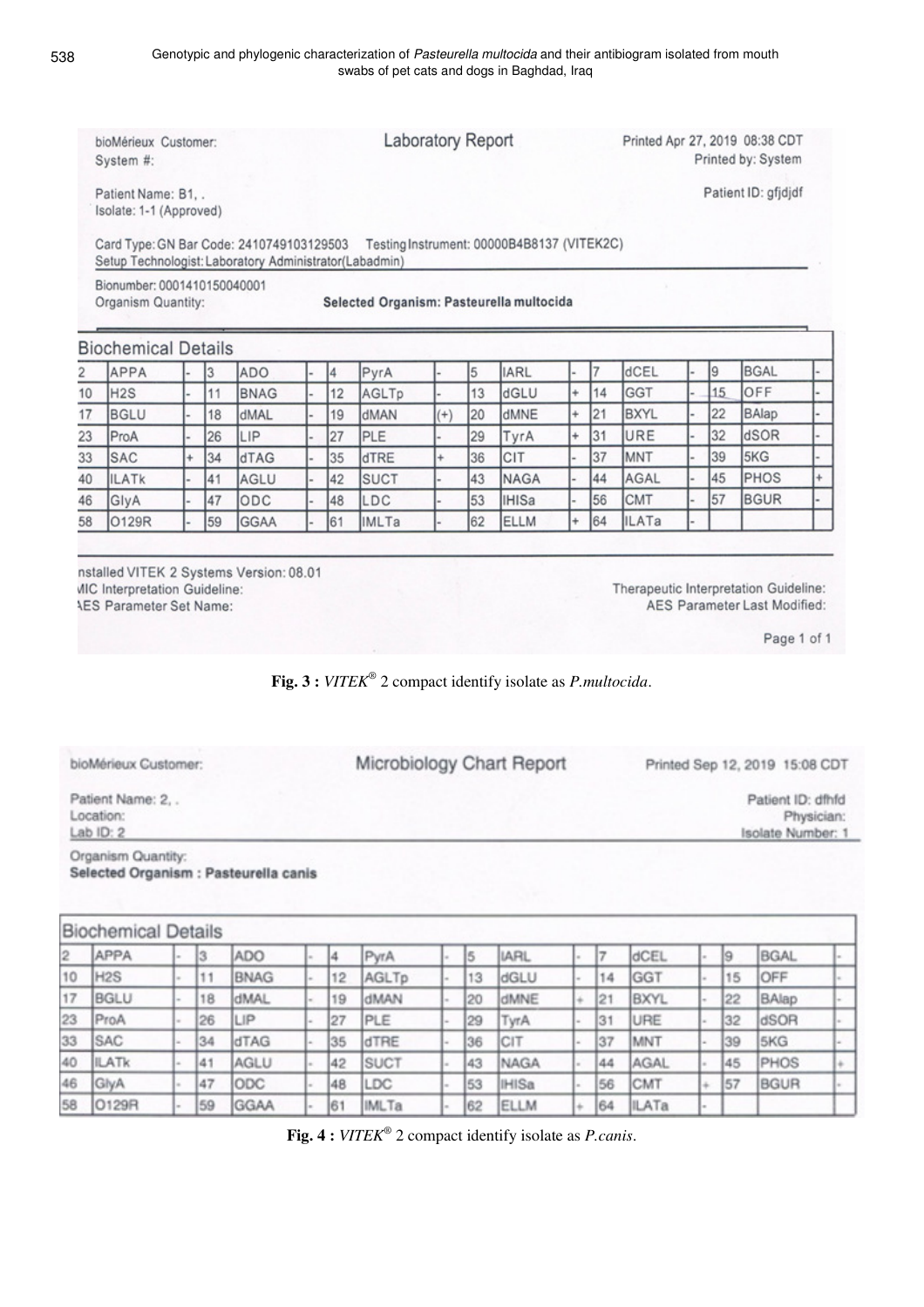bioMérieux Customer:
System #:

**Laboratory Report**

Printed Apr 27, 2019 08:38 CDT
Printed by: System

Patient Name: B1, .
Isolate: 1-1 (Approved)

Patient ID: gfjdjdf

Card Type: GN Bar Code: 2410749103129503 Testing Instrument: 00000B4B8137 (VITEK2C)
Setup Technologist: Laboratory Administrator(Labadmin)

Bionumber: 0001410150040001
Organism Quantity:

**Selected Organism: Pasteurella multocida**

### Biochemical Details

| | | | | | | | | | | | | | | | | | | | |
|---|---|---|---|---|---|---|---|---|---|---|---|---|---|---|---|---|---|---|---|---|
| 2 | APPA | - | 3 | ADO | - | 4 | PyrA | - | 5 | IARL | - | 7 | dCEL | - | 9 | BGAL | - |
| 10 | H2S | - | 11 | BNAG | - | 12 | AGLTp | - | 13 | dGLU | + | 14 | GGT | - | 15 | OFF | - |
| 17 | BGLU | - | 18 | dMAL | - | 19 | dMAN | (+) | 20 | dMNE | + | 21 | BXYL | - | 22 | BAlap | - |
| 23 | ProA | - | 26 | LIP | - | 27 | PLE | - | 29 | TyrA | + | 31 | URE | - | 32 | dSOR | - |
| 33 | SAC | + | 34 | dTAG | - | 35 | dTRE | + | 36 | CIT | - | 37 | MNT | - | 39 | 5KG | - |
| 40 | ILATk | - | 41 | AGLU | - | 42 | SUCT | - | 43 | NAGA | - | 44 | AGAL | - | 45 | PHOS | + |
| 46 | GlyA | - | 47 | ODC | - | 48 | LDC | - | 53 | IHISa | - | 56 | CMT | - | 57 | BGUR | - |
| 58 | O129R | - | 59 | GGAA | - | 61 | IMLTa | - | 62 | ELLM | + | 64 | ILATa | - | | | |

nstalled VITEK 2 Systems Version: 08.01
MIC Interpretation Guideline:
AES Parameter Set Name:

Therapeutic Interpretation Guideline:
AES Parameter Last Modified:

Page 1 of 1

**Fig. 3 :** *VITEK*® 2 compact identify isolate as *P.multocida*.

bioMérieux Customer:

**Microbiology Chart Report**

Printed Sep 12, 2019 15:08 CDT

Patient Name: 2, .
Location:
Lab ID: 2

Patient ID: dfhfd
Physician:
Isolate Number: 1

Organism Quantity:
**Selected Organism : Pasteurella canis**

### Biochemical Details

| | | | | | | | | | | | | | | | | | |
|---|---|---|---|---|---|---|---|---|---|---|---|---|---|---|---|---|---|
| 2 | APPA | - | 3 | ADO | - | 4 | PyrA | - | 5 | IARL | - | 7 | dCEL | - | 9 | BGAL | - |
| 10 | H2S | - | 11 | BNAG | - | 12 | AGLTp | - | 13 | dGLU | - | 14 | GGT | - | 15 | OFF | - |
| 17 | BGLU | - | 18 | dMAL | - | 19 | dMAN | - | 20 | dMNE | + | 21 | BXYL | - | 22 | BAlap | - |
| 23 | ProA | - | 26 | LIP | - | 27 | PLE | - | 29 | TyrA | - | 31 | URE | - | 32 | dSOR | - |
| 33 | SAC | - | 34 | dTAG | - | 35 | dTRE | - | 36 | CIT | - | 37 | MNT | - | 39 | 5KG | - |
| 40 | ILATk | - | 41 | AGLU | - | 42 | SUCT | - | 43 | NAGA | - | 44 | AGAL | - | 45 | PHOS | + |
| 46 | GlyA | - | 47 | ODC | - | 48 | LDC | - | 53 | IHISa | - | 56 | CMT | + | 57 | BGUR | - |
| 58 | O129R | - | 59 | GGAA | - | 61 | IMLTa | - | 62 | ELLM | + | 64 | ILATa | - | | | |

**Fig. 4 :** *VITEK*® 2 compact identify isolate as *P.canis*.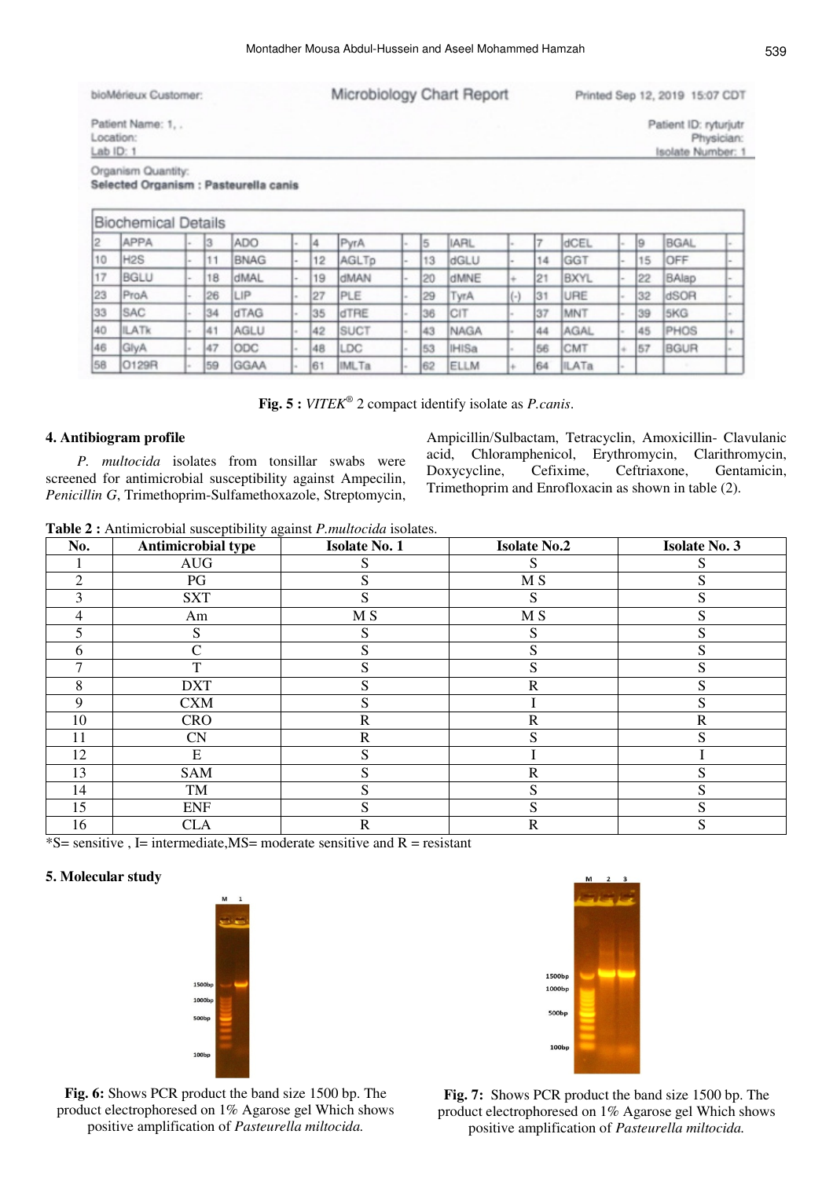bioMérieux Customer: | Microbiology Chart Report | Printed Sep 12, 2019 15:07 CDT

Patient Name: 1, .
Location:
Lab ID: 1

Patient ID: ryturjutr
Physician:
Isolate Number: 1

Organism Quantity:
**Selected Organism : Pasteurella canis**

| Biochemical Details | | | | | | | | | | | | | | | | | |
|---|---|---|---|---|---|---|---|---|---|---|---|---|---|---|---|---|---|
| 2 | APPA | - | 3 | ADO | - | 4 | PyrA | - | 5 | IARL | - | 7 | dCEL | - | 9 | BGAL | - |
| 10 | H2S | - | 11 | BNAG | - | 12 | AGLTp | - | 13 | dGLU | - | 14 | GGT | - | 15 | OFF | - |
| 17 | BGLU | - | 18 | dMAL | - | 19 | dMAN | - | 20 | dMNE | + | 21 | BXYL | - | 22 | BAlap | - |
| 23 | ProA | - | 26 | LIP | - | 27 | PLE | - | 29 | TyrA | (-) | 31 | URE | - | 32 | dSOR | - |
| 33 | SAC | - | 34 | dTAG | - | 35 | dTRE | - | 36 | CIT | - | 37 | MNT | - | 39 | 5KG | - |
| 40 | ILATk | - | 41 | AGLU | - | 42 | SUCT | - | 43 | NAGA | - | 44 | AGAL | - | 45 | PHOS | + |
| 46 | GlyA | - | 47 | ODC | - | 48 | LDC | - | 53 | IHISa | - | 56 | CMT | + | 57 | BGUR | - |
| 58 | O129R | - | 59 | GGAA | - | 61 | IMLTa | - | 62 | ELLM | + | 64 | ILATa | - | | | |

**Fig. 5 :** *VITEK®* 2 compact identify isolate as *P.canis*.

## 4. Antibiogram profile

*P. multocida* isolates from tonsillar swabs were screened for antimicrobial susceptibility against Ampecilin, *Penicillin G*, Trimethoprim-Sulfamethoxazole, Streptomycin, Ampicillin/Sulbactam, Tetracyclin, Amoxicillin- Clavulanic acid, Chloramphenicol, Erythromycin, Clarithromycin, Doxycycline, Cefixime, Ceftriaxone, Gentamicin, Trimethoprim and Enrofloxacin as shown in table (2).

**Table 2 :** Antimicrobial susceptibility against *P.multocida* isolates.

| No. | Antimicrobial type | Isolate No. 1 | Isolate No.2 | Isolate No. 3 |
|---|---|---|---|---|
| 1 | AUG | S | S | S |
| 2 | PG | S | M S | S |
| 3 | SXT | S | S | S |
| 4 | Am | M S | M S | S |
| 5 | S | S | S | S |
| 6 | C | S | S | S |
| 7 | T | S | S | S |
| 8 | DXT | S | R | S |
| 9 | CXM | S | I | S |
| 10 | CRO | R | R | R |
| 11 | CN | R | S | S |
| 12 | E | S | I | I |
| 13 | SAM | S | R | S |
| 14 | TM | S | S | S |
| 15 | ENF | S | S | S |
| 16 | CLA | R | R | S |

*S= sensitive , I= intermediate,MS= moderate sensitive and R = resistant

## 5. Molecular study

**Fig. 6:** Shows PCR product the band size 1500 bp. The product electrophoresed on 1% Agarose gel Which shows positive amplification of *Pasteurella miltocida.*

**Fig. 7:** Shows PCR product the band size 1500 bp. The product electrophoresed on 1% Agarose gel Which shows positive amplification of *Pasteurella miltocida.*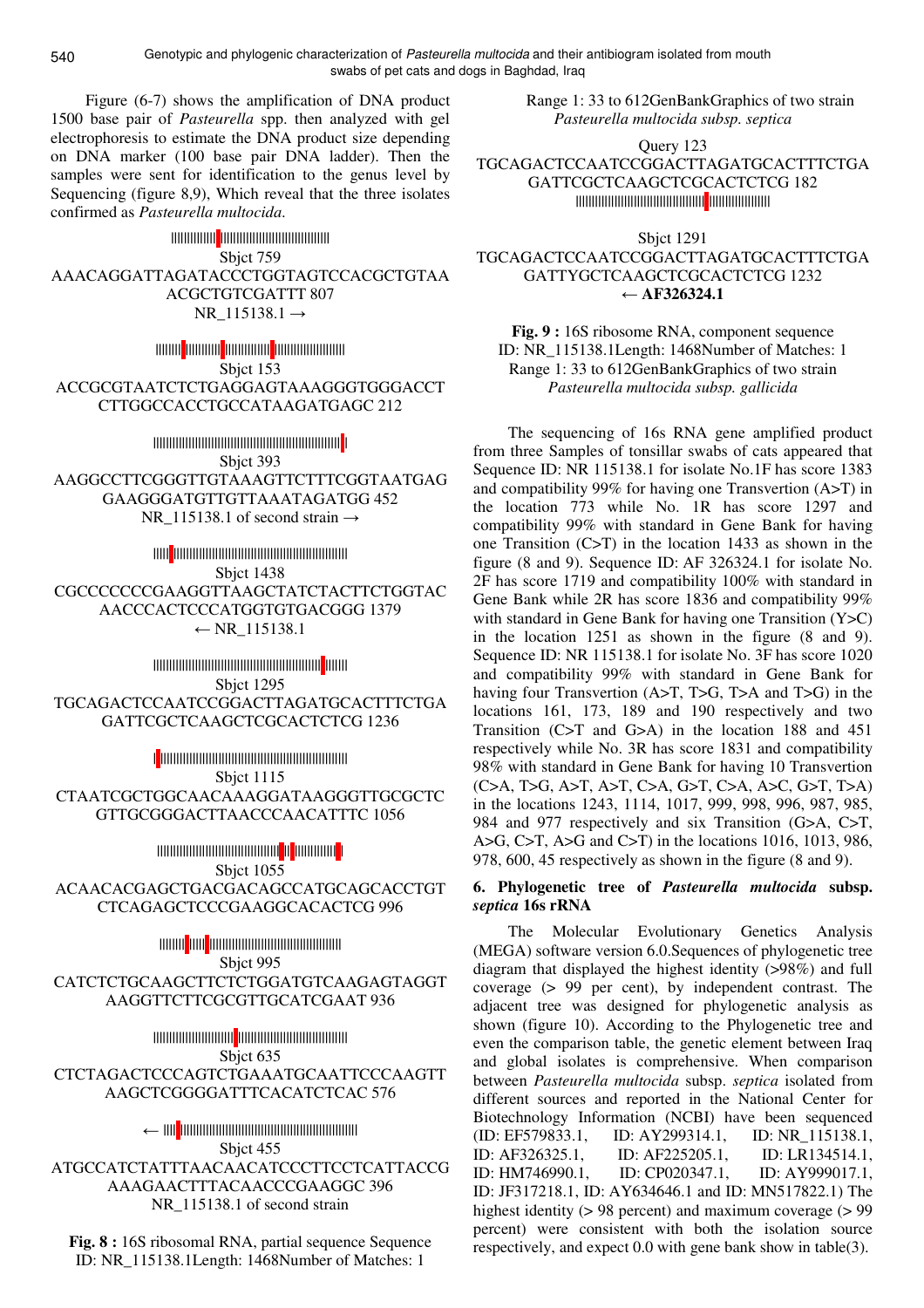Figure (6-7) shows the amplification of DNA product 1500 base pair of *Pasteurella* spp. then analyzed with gel electrophoresis to estimate the DNA product size depending on DNA marker (100 base pair DNA ladder). Then the samples were sent for identification to the genus level by Sequencing (figure 8,9), Which reveal that the three isolates confirmed as *Pasteurella multocida*.

Sbjct 759 AAACAGGATTAGATACCCTGGTAGTCCACGCTGTAA ACGCTGTCGATTT 807
NR_115138.1 →

Sbjct 153 ACCGCGTAATCTCTGAGGAGTAAAGGGTGGGACCT CTTGGCCACCTGCCATAAGATGAGC 212

Sbjct 393 AAGGCCTTCGGGTTGTAAAGTTCTTTCGGTAATGAG GAAGGGATGTTGTTAAATAGATGG 452
NR_115138.1 of second strain →

Sbjct 1438 CGCCCCCCCGAAGGTTAAGCTATCTACTTCTGGTAC AACCCACTCCCATGGTGTGACGGG 1379
← NR_115138.1

Sbjct 1295 TGCAGACTCCAATCCGGACTTAGATGCACTTTCTGA GATTCGCTCAAGCTCGCACTCTCG 1236

Sbjct 1115 CTAATCGCTGGCAACAAAGGATAAGGGTTGCGCTC GTTGCGGGACTTAACCCAACATTTC 1056

Sbjct 1055 ACAACACGAGCTGACGACAGCCATGCAGCACCTGT CTCAGAGCTCCCGAAGGCACACTCG 996

Sbjct 995 CATCTCTGCAAGCTTCTCTGGATGTCAAGAGTAGGT AAGGTTCTTCGCGTTGCATCGAAT 936

Sbjct 635 CTCTAGACTCCCAGTCTGAAATGCAATTCCCAAGTT AAGCTCGGGGATTTCACATCTCAC 576

←

Sbjct 455 ATGCCATCTATTTAACAACATCCCTTCCTCATTACCG AAAGAACTTTACAACCCGAAGGC 396
NR_115138.1 of second strain

**Fig. 8 :** 16S ribosomal RNA, partial sequence Sequence ID: NR_115138.1Length: 1468Number of Matches: 1

Range 1: 33 to 612GenBankGraphics of two strain *Pasteurella multocida subsp. septica*

Query 123 TGCAGACTCCAATCCGGACTTAGATGCACTTTCTGA GATTCGCTCAAGCTCGCACTCTCG 182

Sbjct 1291 TGCAGACTCCAATCCGGACTTAGATGCACTTTCTGA GATTYGCTCAAGCTCGCACTCTCG 1232
← **AF326324.1**

**Fig. 9 :** 16S ribosome RNA, component sequence ID: NR_115138.1Length: 1468Number of Matches: 1 Range 1: 33 to 612GenBankGraphics of two strain *Pasteurella multocida subsp. gallicida*

The sequencing of 16s RNA gene amplified product from three Samples of tonsillar swabs of cats appeared that Sequence ID: NR 115138.1 for isolate No.1F has score 1383 and compatibility 99% for having one Transvertion (A>T) in the location 773 while No. 1R has score 1297 and compatibility 99% with standard in Gene Bank for having one Transition (C>T) in the location 1433 as shown in the figure (8 and 9). Sequence ID: AF 326324.1 for isolate No. 2F has score 1719 and compatibility 100% with standard in Gene Bank while 2R has score 1836 and compatibility 99% with standard in Gene Bank for having one Transition (Y>C) in the location 1251 as shown in the figure (8 and 9). Sequence ID: NR 115138.1 for isolate No. 3F has score 1020 and compatibility 99% with standard in Gene Bank for having four Transvertion (A>T, T>G, T>A and T>G) in the locations 161, 173, 189 and 190 respectively and two Transition (C>T and G>A) in the location 188 and 451 respectively while No. 3R has score 1831 and compatibility 98% with standard in Gene Bank for having 10 Transvertion (C>A, T>G, A>T, A>T, C>A, G>T, C>A, A>C, G>T, T>A) in the locations 1243, 1114, 1017, 999, 998, 996, 987, 985, 984 and 977 respectively and six Transition (G>A, C>T, A>G, C>T, A>G and C>T) in the locations 1016, 1013, 986, 978, 600, 45 respectively as shown in the figure (8 and 9).

## 6. Phylogenetic tree of *Pasteurella multocida* subsp. *septica* 16s rRNA

The Molecular Evolutionary Genetics Analysis (MEGA) software version 6.0.Sequences of phylogenetic tree diagram that displayed the highest identity (>98%) and full coverage (> 99 per cent), by independent contrast. The adjacent tree was designed for phylogenetic analysis as shown (figure 10). According to the Phylogenetic tree and even the comparison table, the genetic element between Iraq and global isolates is comprehensive. When comparison between *Pasteurella multocida* subsp. *septica* isolated from different sources and reported in the National Center for Biotechnology Information (NCBI) have been sequenced (ID: EF579833.1, ID: AY299314.1, ID: NR_115138.1, ID: AF326325.1, ID: AF225205.1, ID: LR134514.1, ID: HM746990.1, ID: CP020347.1, ID: AY999017.1, ID: JF317218.1, ID: AY634646.1 and ID: MN517822.1) The highest identity (> 98 percent) and maximum coverage (> 99 percent) were consistent with both the isolation source respectively, and expect 0.0 with gene bank show in table(3).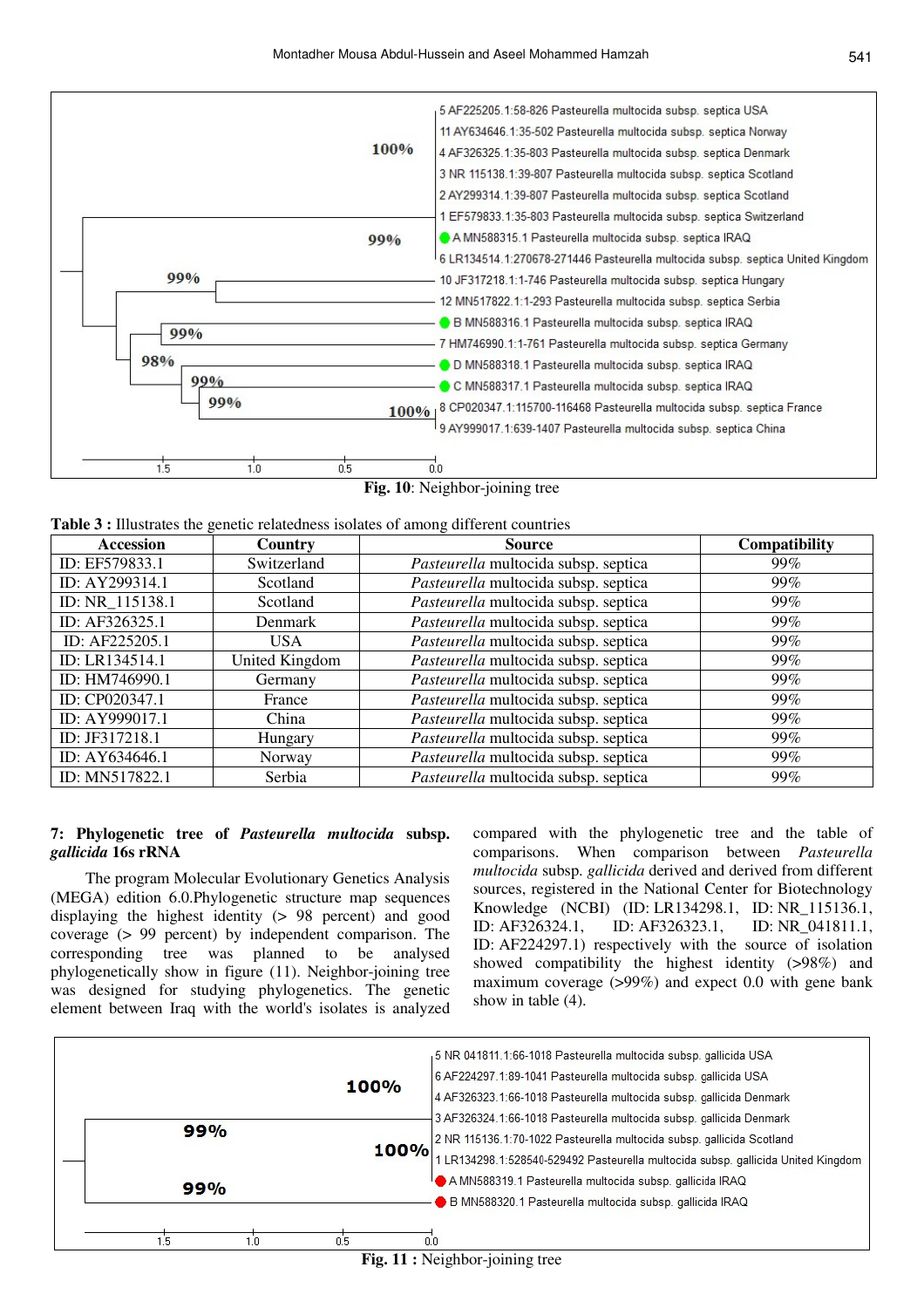Fig. 10: Neighbor-joining tree

**Table 3 :** Illustrates the genetic relatedness isolates of among different countries

| Accession | Country | Source | Compatibility |
|---|---|---|---|
| ID: EF579833.1 | Switzerland | *Pasteurella* multocida subsp. septica | 99% |
| ID: AY299314.1 | Scotland | *Pasteurella* multocida subsp. septica | 99% |
| ID: NR_115138.1 | Scotland | *Pasteurella* multocida subsp. septica | 99% |
| ID: AF326325.1 | Denmark | *Pasteurella* multocida subsp. septica | 99% |
| ID: AF225205.1 | USA | *Pasteurella* multocida subsp. septica | 99% |
| ID: LR134514.1 | United Kingdom | *Pasteurella* multocida subsp. septica | 99% |
| ID: HM746990.1 | Germany | *Pasteurella* multocida subsp. septica | 99% |
| ID: CP020347.1 | France | *Pasteurella* multocida subsp. septica | 99% |
| ID: AY999017.1 | China | *Pasteurella* multocida subsp. septica | 99% |
| ID: JF317218.1 | Hungary | *Pasteurella* multocida subsp. septica | 99% |
| ID: AY634646.1 | Norway | *Pasteurella* multocida subsp. septica | 99% |
| ID: MN517822.1 | Serbia | *Pasteurella* multocida subsp. septica | 99% |

### 7: Phylogenetic tree of *Pasteurella multocida* subsp. *gallicida* 16s rRNA

The program Molecular Evolutionary Genetics Analysis (MEGA) edition 6.0.Phylogenetic structure map sequences displaying the highest identity (> 98 percent) and good coverage (> 99 percent) by independent comparison. The corresponding tree was planned to be analysed phylogenetically show in figure (11). Neighbor-joining tree was designed for studying phylogenetics. The genetic element between Iraq with the world's isolates is analyzed compared with the phylogenetic tree and the table of comparisons. When comparison between *Pasteurella multocida* subsp. *gallicida* derived and derived from different sources, registered in the National Center for Biotechnology Knowledge (NCBI) (ID: LR134298.1, ID: NR_115136.1, ID: AF326324.1, ID: AF326323.1, ID: NR_041811.1, ID: AF224297.1) respectively with the source of isolation showed compatibility the highest identity (>98%) and maximum coverage (>99%) and expect 0.0 with gene bank show in table (4).

Fig. 11 : Neighbor-joining tree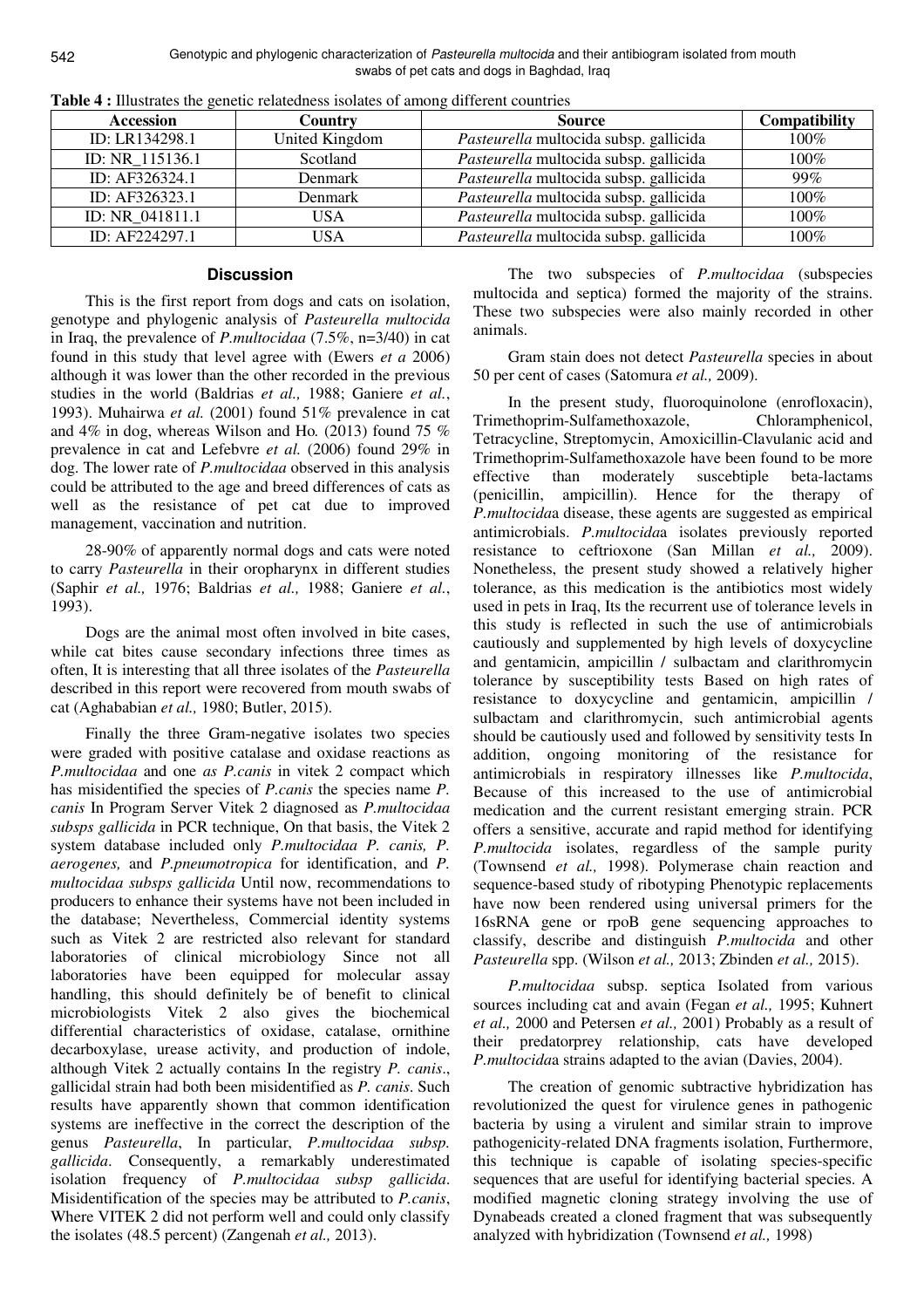**Table 4 :** Illustrates the genetic relatedness isolates of among different countries

| Accession | Country | Source | Compatibility |
|---|---|---|---|
| ID: LR134298.1 | United Kingdom | *Pasteurella* multocida subsp. gallicida | 100% |
| ID: NR_115136.1 | Scotland | *Pasteurella* multocida subsp. gallicida | 100% |
| ID: AF326324.1 | Denmark | *Pasteurella* multocida subsp. gallicida | 99% |
| ID: AF326323.1 | Denmark | *Pasteurella* multocida subsp. gallicida | 100% |
| ID: NR_041811.1 | USA | *Pasteurella* multocida subsp. gallicida | 100% |
| ID: AF224297.1 | USA | *Pasteurella* multocida subsp. gallicida | 100% |

## Discussion

This is the first report from dogs and cats on isolation, genotype and phylogenic analysis of *Pasteurella multocida* in Iraq, the prevalence of *P.multocidaa* (7.5%, n=3/40) in cat found in this study that level agree with (Ewers *et a* 2006) although it was lower than the other recorded in the previous studies in the world (Baldrias *et al.,* 1988; Ganiere *et al.*, 1993). Muhairwa *et al.* (2001) found 51% prevalence in cat and 4% in dog, whereas Wilson and Ho. (2013) found 75 % prevalence in cat and Lefebvre *et al.* (2006) found 29% in dog. The lower rate of *P.multocidaa* observed in this analysis could be attributed to the age and breed differences of cats as well as the resistance of pet cat due to improved management, vaccination and nutrition.

28-90% of apparently normal dogs and cats were noted to carry *Pasteurella* in their oropharynx in different studies (Saphir *et al.,* 1976; Baldrias *et al.,* 1988; Ganiere *et al.*, 1993).

Dogs are the animal most often involved in bite cases, while cat bites cause secondary infections three times as often, It is interesting that all three isolates of the *Pasteurella* described in this report were recovered from mouth swabs of cat (Aghababian *et al.,* 1980; Butler, 2015).

Finally the three Gram-negative isolates two species were graded with positive catalase and oxidase reactions as *P.multocidaa* and one *as P.canis* in vitek 2 compact which has misidentified the species of *P.canis* the species name *P. canis* In Program Server Vitek 2 diagnosed as *P.multocidaa subsps gallicida* in PCR technique, On that basis, the Vitek 2 system database included only *P.multocidaa P. canis, P. aerogenes,* and *P.pneumotropica* for identification, and *P. multocidaa subsps gallicida* Until now, recommendations to producers to enhance their systems have not been included in the database; Nevertheless, Commercial identity systems such as Vitek 2 are restricted also relevant for standard laboratories of clinical microbiology Since not all laboratories have been equipped for molecular assay handling, this should definitely be of benefit to clinical microbiologists Vitek 2 also gives the biochemical differential characteristics of oxidase, catalase, ornithine decarboxylase, urease activity, and production of indole, although Vitek 2 actually contains In the registry *P. canis*., gallicidal strain had both been misidentified as *P. canis*. Such results have apparently shown that common identification systems are ineffective in the correct the description of the genus *Pasteurella*, In particular, *P.multocidaa subsp. gallicida*. Consequently, a remarkably underestimated isolation frequency of *P.multocidaa subsp gallicida*. Misidentification of the species may be attributed to *P.canis*, Where VITEK 2 did not perform well and could only classify the isolates (48.5 percent) (Zangenah *et al.,* 2013).

The two subspecies of *P.multocidaa* (subspecies multocida and septica) formed the majority of the strains. These two subspecies were also mainly recorded in other animals.

Gram stain does not detect *Pasteurella* species in about 50 per cent of cases (Satomura *et al.,* 2009).

In the present study, fluoroquinolone (enrofloxacin), Trimethoprim-Sulfamethoxazole, Chloramphenicol, Tetracycline, Streptomycin, Amoxicillin-Clavulanic acid and Trimethoprim-Sulfamethoxazole have been found to be more effective than moderately suscebtiple beta-lactams (penicillin, ampicillin). Hence for the therapy of *P.multocida*a disease, these agents are suggested as empirical antimicrobials. *P.multocida*a isolates previously reported resistance to ceftrioxone (San Millan *et al.,* 2009). Nonetheless, the present study showed a relatively higher tolerance, as this medication is the antibiotics most widely used in pets in Iraq, Its the recurrent use of tolerance levels in this study is reflected in such the use of antimicrobials cautiously and supplemented by high levels of doxycycline and gentamicin, ampicillin / sulbactam and clarithromycin tolerance by susceptibility tests Based on high rates of resistance to doxycycline and gentamicin, ampicillin / sulbactam and clarithromycin, such antimicrobial agents should be cautiously used and followed by sensitivity tests In addition, ongoing monitoring of the resistance for antimicrobials in respiratory illnesses like *P.multocida*, Because of this increased to the use of antimicrobial medication and the current resistant emerging strain. PCR offers a sensitive, accurate and rapid method for identifying *P.multocida* isolates, regardless of the sample purity (Townsend *et al.,* 1998). Polymerase chain reaction and sequence-based study of ribotyping Phenotypic replacements have now been rendered using universal primers for the 16sRNA gene or rpoB gene sequencing approaches to classify, describe and distinguish *P.multocida* and other *Pasteurella* spp. (Wilson *et al.,* 2013; Zbinden *et al.,* 2015).

*P.multocidaa* subsp. septica Isolated from various sources including cat and avain (Fegan *et al.,* 1995; Kuhnert *et al.,* 2000 and Petersen *et al.,* 2001) Probably as a result of their predatorprey relationship, cats have developed *P.multocida*a strains adapted to the avian (Davies, 2004).

The creation of genomic subtractive hybridization has revolutionized the quest for virulence genes in pathogenic bacteria by using a virulent and similar strain to improve pathogenicity-related DNA fragments isolation, Furthermore, this technique is capable of isolating species-specific sequences that are useful for identifying bacterial species. A modified magnetic cloning strategy involving the use of Dynabeads created a cloned fragment that was subsequently analyzed with hybridization (Townsend *et al.,* 1998)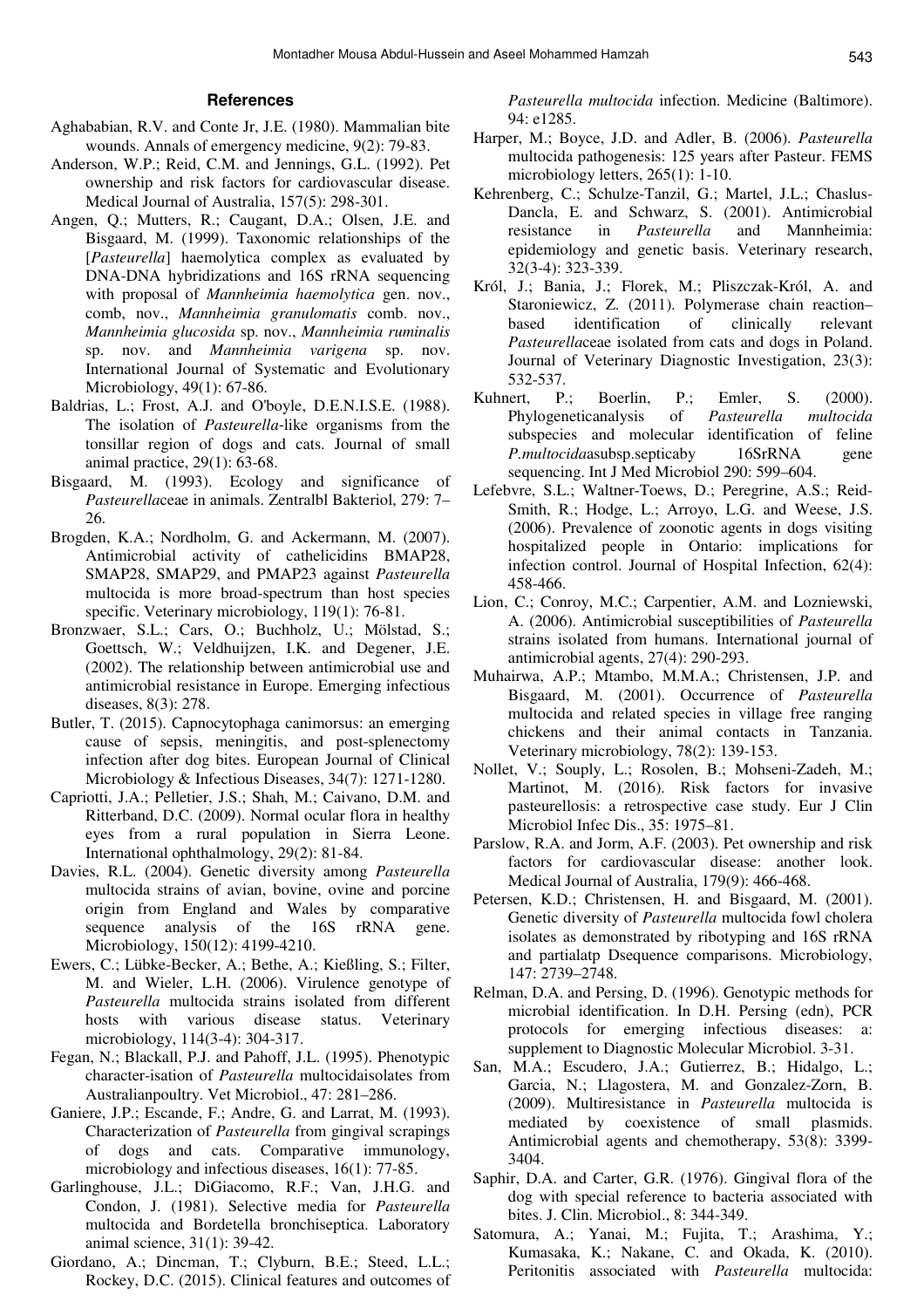## References

Aghababian, R.V. and Conte Jr, J.E. (1980). Mammalian bite wounds. Annals of emergency medicine, 9(2): 79-83.

Anderson, W.P.; Reid, C.M. and Jennings, G.L. (1992). Pet ownership and risk factors for cardiovascular disease. Medical Journal of Australia, 157(5): 298-301.

Angen, Q.; Mutters, R.; Caugant, D.A.; Olsen, J.E. and Bisgaard, M. (1999). Taxonomic relationships of the [*Pasteurella*] haemolytica complex as evaluated by DNA-DNA hybridizations and 16S rRNA sequencing with proposal of *Mannheimia haemolytica* gen. nov., comb, nov., *Mannheimia granulomatis* comb. nov., *Mannheimia glucosida* sp. nov., *Mannheimia ruminalis* sp. nov. and *Mannheimia varigena* sp. nov. International Journal of Systematic and Evolutionary Microbiology, 49(1): 67-86.

Baldrias, L.; Frost, A.J. and O'boyle, D.E.N.I.S.E. (1988). The isolation of *Pasteurella*-like organisms from the tonsillar region of dogs and cats. Journal of small animal practice, 29(1): 63-68.

Bisgaard, M. (1993). Ecology and significance of *Pasteurella*ceae in animals. Zentralbl Bakteriol, 279: 7–26.

Brogden, K.A.; Nordholm, G. and Ackermann, M. (2007). Antimicrobial activity of cathelicidins BMAP28, SMAP28, SMAP29, and PMAP23 against *Pasteurella* multocida is more broad-spectrum than host species specific. Veterinary microbiology, 119(1): 76-81.

Bronzwaer, S.L.; Cars, O.; Buchholz, U.; Mölstad, S.; Goettsch, W.; Veldhuijzen, I.K. and Degener, J.E. (2002). The relationship between antimicrobial use and antimicrobial resistance in Europe. Emerging infectious diseases, 8(3): 278.

Butler, T. (2015). Capnocytophaga canimorsus: an emerging cause of sepsis, meningitis, and post-splenectomy infection after dog bites. European Journal of Clinical Microbiology & Infectious Diseases, 34(7): 1271-1280.

Capriotti, J.A.; Pelletier, J.S.; Shah, M.; Caivano, D.M. and Ritterband, D.C. (2009). Normal ocular flora in healthy eyes from a rural population in Sierra Leone. International ophthalmology, 29(2): 81-84.

Davies, R.L. (2004). Genetic diversity among *Pasteurella* multocida strains of avian, bovine, ovine and porcine origin from England and Wales by comparative sequence analysis of the 16S rRNA gene. Microbiology, 150(12): 4199-4210.

Ewers, C.; Lübke-Becker, A.; Bethe, A.; Kießling, S.; Filter, M. and Wieler, L.H. (2006). Virulence genotype of *Pasteurella* multocida strains isolated from different hosts with various disease status. Veterinary microbiology, 114(3-4): 304-317.

Fegan, N.; Blackall, P.J. and Pahoff, J.L. (1995). Phenotypic character-isation of *Pasteurella* multocidaisolates from Australianpoultry. Vet Microbiol., 47: 281–286.

Ganiere, J.P.; Escande, F.; Andre, G. and Larrat, M. (1993). Characterization of *Pasteurella* from gingival scrapings of dogs and cats. Comparative immunology, microbiology and infectious diseases, 16(1): 77-85.

Garlinghouse, J.L.; DiGiacomo, R.F.; Van, J.H.G. and Condon, J. (1981). Selective media for *Pasteurella* multocida and Bordetella bronchiseptica. Laboratory animal science, 31(1): 39-42.

Giordano, A.; Dincman, T.; Clyburn, B.E.; Steed, L.L.; Rockey, D.C. (2015). Clinical features and outcomes of *Pasteurella multocida* infection. Medicine (Baltimore). 94: e1285.

Harper, M.; Boyce, J.D. and Adler, B. (2006). *Pasteurella* multocida pathogenesis: 125 years after Pasteur. FEMS microbiology letters, 265(1): 1-10.

Kehrenberg, C.; Schulze-Tanzil, G.; Martel, J.L.; Chaslus-Dancla, E. and Schwarz, S. (2001). Antimicrobial resistance in *Pasteurella* and Mannheimia: epidemiology and genetic basis. Veterinary research, 32(3-4): 323-339.

Król, J.; Bania, J.; Florek, M.; Pliszczak-Król, A. and Staroniewicz, Z. (2011). Polymerase chain reaction–based identification of clinically relevant *Pasteurella*ceae isolated from cats and dogs in Poland. Journal of Veterinary Diagnostic Investigation, 23(3): 532-537.

Kuhnert, P.; Boerlin, P.; Emler, S. (2000). Phylogeneticanalysis of *Pasteurella multocida* subspecies and molecular identification of feline *P.multocida*asubsp.septicaby 16SrRNA gene sequencing. Int J Med Microbiol 290: 599–604.

Lefebvre, S.L.; Waltner-Toews, D.; Peregrine, A.S.; Reid-Smith, R.; Hodge, L.; Arroyo, L.G. and Weese, J.S. (2006). Prevalence of zoonotic agents in dogs visiting hospitalized people in Ontario: implications for infection control. Journal of Hospital Infection, 62(4): 458-466.

Lion, C.; Conroy, M.C.; Carpentier, A.M. and Lozniewski, A. (2006). Antimicrobial susceptibilities of *Pasteurella* strains isolated from humans. International journal of antimicrobial agents, 27(4): 290-293.

Muhairwa, A.P.; Mtambo, M.M.A.; Christensen, J.P. and Bisgaard, M. (2001). Occurrence of *Pasteurella* multocida and related species in village free ranging chickens and their animal contacts in Tanzania. Veterinary microbiology, 78(2): 139-153.

Nollet, V.; Souply, L.; Rosolen, B.; Mohseni-Zadeh, M.; Martinot, M. (2016). Risk factors for invasive pasteurellosis: a retrospective case study. Eur J Clin Microbiol Infec Dis., 35: 1975–81.

Parslow, R.A. and Jorm, A.F. (2003). Pet ownership and risk factors for cardiovascular disease: another look. Medical Journal of Australia, 179(9): 466-468.

Petersen, K.D.; Christensen, H. and Bisgaard, M. (2001). Genetic diversity of *Pasteurella* multocida fowl cholera isolates as demonstrated by ribotyping and 16S rRNA and partialatp Dsequence comparisons. Microbiology, 147: 2739–2748.

Relman, D.A. and Persing, D. (1996). Genotypic methods for microbial identification. In D.H. Persing (edn), PCR protocols for emerging infectious diseases: a: supplement to Diagnostic Molecular Microbiol. 3-31.

San, M.A.; Escudero, J.A.; Gutierrez, B.; Hidalgo, L.; Garcia, N.; Llagostera, M. and Gonzalez-Zorn, B. (2009). Multiresistance in *Pasteurella* multocida is mediated by coexistence of small plasmids. Antimicrobial agents and chemotherapy, 53(8): 3399-3404.

Saphir, D.A. and Carter, G.R. (1976). Gingival flora of the dog with special reference to bacteria associated with bites. J. Clin. Microbiol., 8: 344-349.

Satomura, A.; Yanai, M.; Fujita, T.; Arashima, Y.; Kumasaka, K.; Nakane, C. and Okada, K. (2010). Peritonitis associated with *Pasteurella* multocida: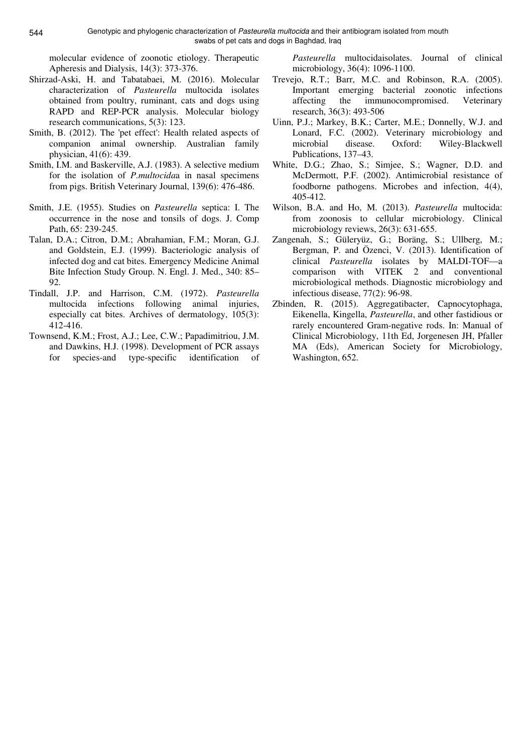molecular evidence of zoonotic etiology. Therapeutic Apheresis and Dialysis, 14(3): 373-376.

Shirzad-Aski, H. and Tabatabaei, M. (2016). Molecular characterization of *Pasteurella* multocida isolates obtained from poultry, ruminant, cats and dogs using RAPD and REP-PCR analysis. Molecular biology research communications, 5(3): 123.

Smith, B. (2012). The 'pet effect': Health related aspects of companion animal ownership. Australian family physician, 41(6): 439.

Smith, I.M. and Baskerville, A.J. (1983). A selective medium for the isolation of *P.multocida*a in nasal specimens from pigs. British Veterinary Journal, 139(6): 476-486.

Smith, J.E. (1955). Studies on *Pasteurella* septica: I. The occurrence in the nose and tonsils of dogs. J. Comp Path, 65: 239-245.

Talan, D.A.; Citron, D.M.; Abrahamian, F.M.; Moran, G.J. and Goldstein, E.J. (1999). Bacteriologic analysis of infected dog and cat bites. Emergency Medicine Animal Bite Infection Study Group. N. Engl. J. Med., 340: 85–92.

Tindall, J.P. and Harrison, C.M. (1972). *Pasteurella* multocida infections following animal injuries, especially cat bites. Archives of dermatology, 105(3): 412-416.

Townsend, K.M.; Frost, A.J.; Lee, C.W.; Papadimitriou, J.M. and Dawkins, H.J. (1998). Development of PCR assays for species-and type-specific identification of *Pasteurella* multocidaisolates. Journal of clinical microbiology, 36(4): 1096-1100.

Trevejo, R.T.; Barr, M.C. and Robinson, R.A. (2005). Important emerging bacterial zoonotic infections affecting the immunocompromised. Veterinary research, 36(3): 493-506

Uinn, P.J.; Markey, B.K.; Carter, M.E.; Donnelly, W.J. and Lonard, F.C. (2002). Veterinary microbiology and microbial disease. Oxford: Wiley-Blackwell Publications, 137–43.

White, D.G.; Zhao, S.; Simjee, S.; Wagner, D.D. and McDermott, P.F. (2002). Antimicrobial resistance of foodborne pathogens. Microbes and infection, 4(4), 405-412.

Wilson, B.A. and Ho, M. (2013). *Pasteurella* multocida: from zoonosis to cellular microbiology. Clinical microbiology reviews, 26(3): 631-655.

Zangenah, S.; Güleryüz, G.; Boräng, S.; Ullberg, M.; Bergman, P. and Özenci, V. (2013). Identification of clinical *Pasteurella* isolates by MALDI-TOF—a comparison with VITEK 2 and conventional microbiological methods. Diagnostic microbiology and infectious disease, 77(2): 96-98.

Zbinden, R. (2015). Aggregatibacter, Capnocytophaga, Eikenella, Kingella, *Pasteurella*, and other fastidious or rarely encountered Gram-negative rods. In: Manual of Clinical Microbiology, 11th Ed, Jorgenesen JH, Pfaller MA (Eds), American Society for Microbiology, Washington, 652.